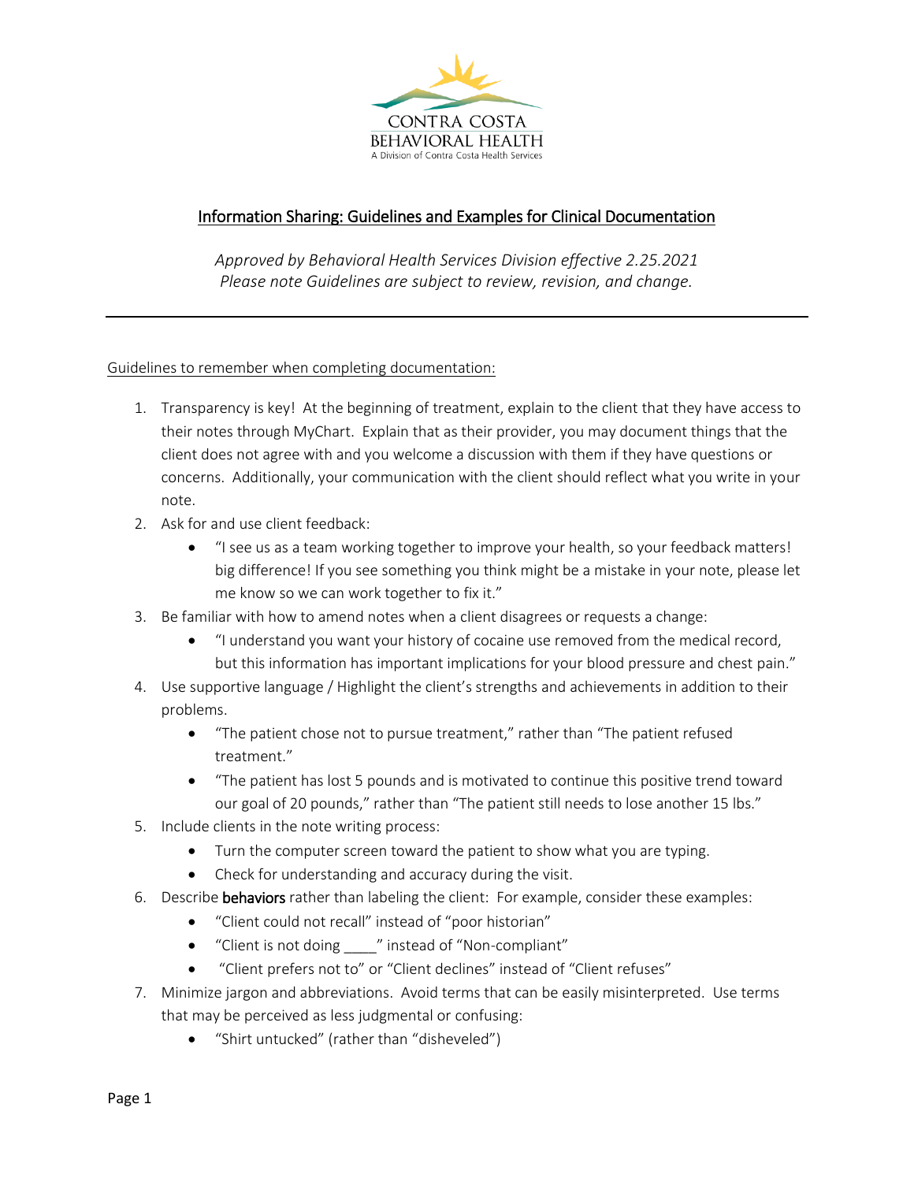CONTRA COSTA
BEHAVIORAL HEALTH
A Division of Contra Costa Health Services

# Information Sharing: Guidelines and Examples for Clinical Documentation

*Approved by Behavioral Health Services Division effective 2.25.2021*
*Please note Guidelines are subject to review, revision, and change.*

---

Guidelines to remember when completing documentation:

1. Transparency is key! At the beginning of treatment, explain to the client that they have access to their notes through MyChart. Explain that as their provider, you may document things that the client does not agree with and you welcome a discussion with them if they have questions or concerns. Additionally, your communication with the client should reflect what you write in your note.
2. Ask for and use client feedback:
   - "I see us as a team working together to improve your health, so your feedback matters! big difference! If you see something you think might be a mistake in your note, please let me know so we can work together to fix it."
3. Be familiar with how to amend notes when a client disagrees or requests a change:
   - "I understand you want your history of cocaine use removed from the medical record, but this information has important implications for your blood pressure and chest pain."
4. Use supportive language / Highlight the client's strengths and achievements in addition to their problems.
   - "The patient chose not to pursue treatment," rather than "The patient refused treatment."
   - "The patient has lost 5 pounds and is motivated to continue this positive trend toward our goal of 20 pounds," rather than "The patient still needs to lose another 15 lbs."
5. Include clients in the note writing process:
   - Turn the computer screen toward the patient to show what you are typing.
   - Check for understanding and accuracy during the visit.
6. Describe **behaviors** rather than labeling the client: For example, consider these examples:
   - "Client could not recall" instead of "poor historian"
   - "Client is not doing ____" instead of "Non-compliant"
   - "Client prefers not to" or "Client declines" instead of "Client refuses"
7. Minimize jargon and abbreviations. Avoid terms that can be easily misinterpreted. Use terms that may be perceived as less judgmental or confusing:
   - "Shirt untucked" (rather than "disheveled")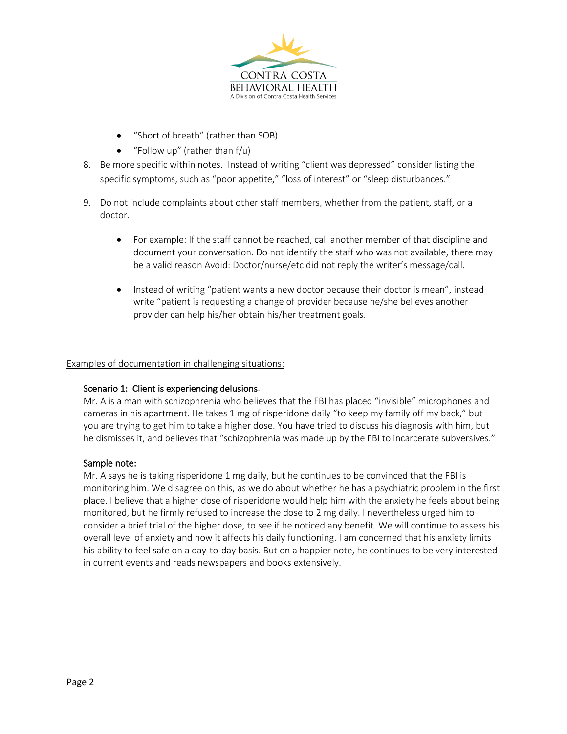- "Short of breath" (rather than SOB)
- "Follow up" (rather than f/u)

8. Be more specific within notes. Instead of writing "client was depressed" consider listing the specific symptoms, such as "poor appetite," "loss of interest" or "sleep disturbances."

9. Do not include complaints about other staff members, whether from the patient, staff, or a doctor.

   - For example: If the staff cannot be reached, call another member of that discipline and document your conversation. Do not identify the staff who was not available, there may be a valid reason Avoid: Doctor/nurse/etc did not reply the writer's message/call.

   - Instead of writing "patient wants a new doctor because their doctor is mean", instead write "patient is requesting a change of provider because he/she believes another provider can help his/her obtain his/her treatment goals.

<u>Examples of documentation in challenging situations:</u>

**Scenario 1: Client is experiencing delusions.**

Mr. A is a man with schizophrenia who believes that the FBI has placed "invisible" microphones and cameras in his apartment. He takes 1 mg of risperidone daily "to keep my family off my back," but you are trying to get him to take a higher dose. You have tried to discuss his diagnosis with him, but he dismisses it, and believes that "schizophrenia was made up by the FBI to incarcerate subversives."

**Sample note:**

Mr. A says he is taking risperidone 1 mg daily, but he continues to be convinced that the FBI is monitoring him. We disagree on this, as we do about whether he has a psychiatric problem in the first place. I believe that a higher dose of risperidone would help him with the anxiety he feels about being monitored, but he firmly refused to increase the dose to 2 mg daily. I nevertheless urged him to consider a brief trial of the higher dose, to see if he noticed any benefit. We will continue to assess his overall level of anxiety and how it affects his daily functioning. I am concerned that his anxiety limits his ability to feel safe on a day-to-day basis. But on a happier note, he continues to be very interested in current events and reads newspapers and books extensively.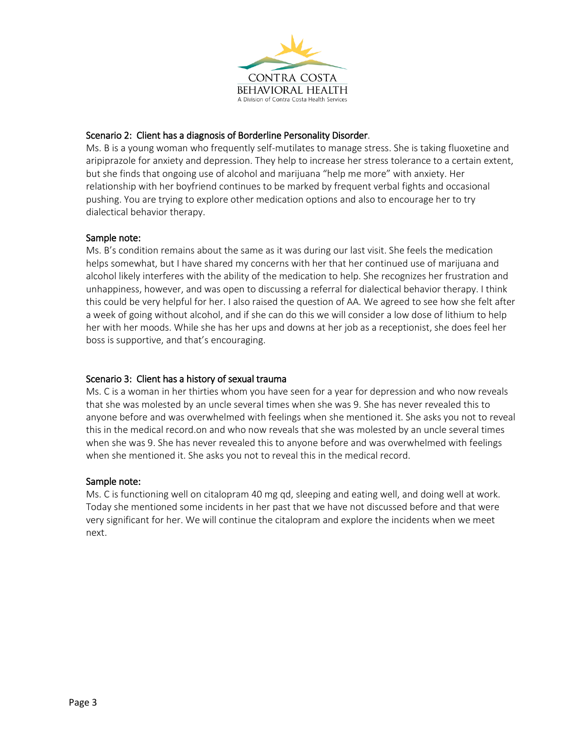### Scenario 2: Client has a diagnosis of Borderline Personality Disorder.

Ms. B is a young woman who frequently self-mutilates to manage stress. She is taking fluoxetine and aripiprazole for anxiety and depression. They help to increase her stress tolerance to a certain extent, but she finds that ongoing use of alcohol and marijuana "help me more" with anxiety. Her relationship with her boyfriend continues to be marked by frequent verbal fights and occasional pushing. You are trying to explore other medication options and also to encourage her to try dialectical behavior therapy.

**Sample note:**

Ms. B's condition remains about the same as it was during our last visit. She feels the medication helps somewhat, but I have shared my concerns with her that her continued use of marijuana and alcohol likely interferes with the ability of the medication to help. She recognizes her frustration and unhappiness, however, and was open to discussing a referral for dialectical behavior therapy. I think this could be very helpful for her. I also raised the question of AA. We agreed to see how she felt after a week of going without alcohol, and if she can do this we will consider a low dose of lithium to help her with her moods. While she has her ups and downs at her job as a receptionist, she does feel her boss is supportive, and that's encouraging.

### Scenario 3: Client has a history of sexual trauma

Ms. C is a woman in her thirties whom you have seen for a year for depression and who now reveals that she was molested by an uncle several times when she was 9. She has never revealed this to anyone before and was overwhelmed with feelings when she mentioned it. She asks you not to reveal this in the medical record.on and who now reveals that she was molested by an uncle several times when she was 9. She has never revealed this to anyone before and was overwhelmed with feelings when she mentioned it. She asks you not to reveal this in the medical record.

**Sample note:**

Ms. C is functioning well on citalopram 40 mg qd, sleeping and eating well, and doing well at work. Today she mentioned some incidents in her past that we have not discussed before and that were very significant for her. We will continue the citalopram and explore the incidents when we meet next.